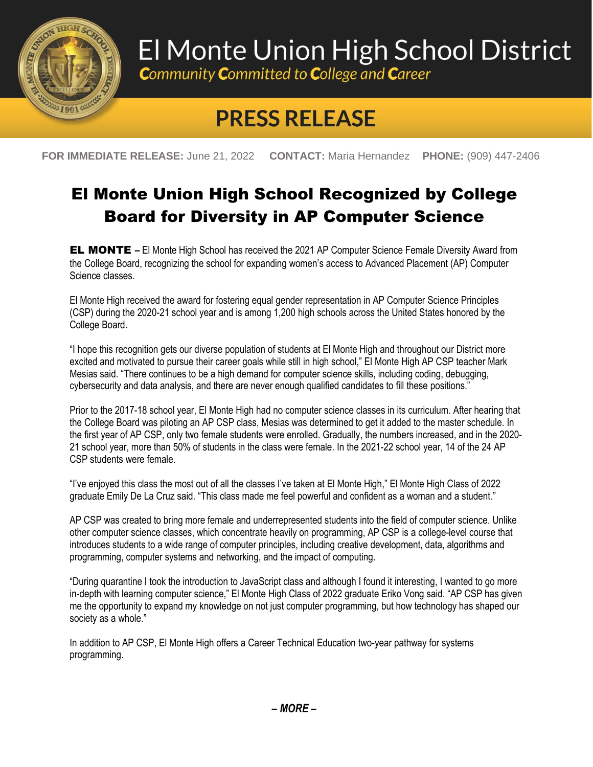# El Monte Union High School District

*Community Committed to College and Career*

## PRESS RELEASE

**FOR IMMEDIATE RELEASE:** June 21, 2022 **CONTACT:** Maria Hernandez **PHONE:** (909) 447-2406

## El Monte Union High School Recognized by College Board for Diversity in AP Computer Science

**EL MONTE –** El Monte High School has received the 2021 AP Computer Science Female Diversity Award from the College Board, recognizing the school for expanding women's access to Advanced Placement (AP) Computer Science classes.

El Monte High received the award for fostering equal gender representation in AP Computer Science Principles (CSP) during the 2020-21 school year and is among 1,200 high schools across the United States honored by the College Board.

"I hope this recognition gets our diverse population of students at El Monte High and throughout our District more excited and motivated to pursue their career goals while still in high school," El Monte High AP CSP teacher Mark Mesias said. "There continues to be a high demand for computer science skills, including coding, debugging, cybersecurity and data analysis, and there are never enough qualified candidates to fill these positions."

Prior to the 2017-18 school year, El Monte High had no computer science classes in its curriculum. After hearing that the College Board was piloting an AP CSP class, Mesias was determined to get it added to the master schedule. In the first year of AP CSP, only two female students were enrolled. Gradually, the numbers increased, and in the 2020-21 school year, more than 50% of students in the class were female. In the 2021-22 school year, 14 of the 24 AP CSP students were female.

"I've enjoyed this class the most out of all the classes I've taken at El Monte High," El Monte High Class of 2022 graduate Emily De La Cruz said. "This class made me feel powerful and confident as a woman and a student."

AP CSP was created to bring more female and underrepresented students into the field of computer science. Unlike other computer science classes, which concentrate heavily on programming, AP CSP is a college-level course that introduces students to a wide range of computer principles, including creative development, data, algorithms and programming, computer systems and networking, and the impact of computing.

"During quarantine I took the introduction to JavaScript class and although I found it interesting, I wanted to go more in-depth with learning computer science," El Monte High Class of 2022 graduate Eriko Vong said. "AP CSP has given me the opportunity to expand my knowledge on not just computer programming, but how technology has shaped our society as a whole."

In addition to AP CSP, El Monte High offers a Career Technical Education two-year pathway for systems programming.

***– MORE –***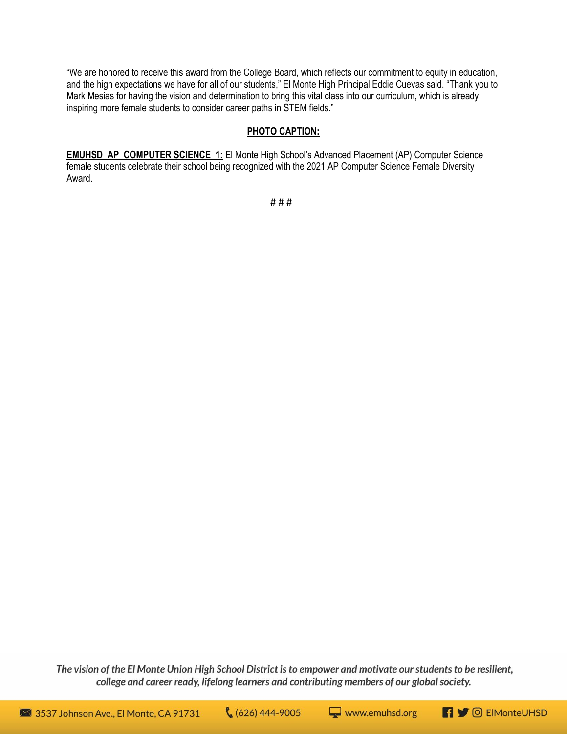"We are honored to receive this award from the College Board, which reflects our commitment to equity in education, and the high expectations we have for all of our students," El Monte High Principal Eddie Cuevas said. "Thank you to Mark Mesias for having the vision and determination to bring this vital class into our curriculum, which is already inspiring more female students to consider career paths in STEM fields."

**PHOTO CAPTION:**

**EMUHSD_AP_COMPUTER SCIENCE_1:** El Monte High School's Advanced Placement (AP) Computer Science female students celebrate their school being recognized with the 2021 AP Computer Science Female Diversity Award.

# # #

*The vision of the El Monte Union High School District is to empower and motivate our students to be resilient, college and career ready, lifelong learners and contributing members of our global society.*

3537 Johnson Ave., El Monte, CA 91731 | (626) 444-9005 | www.emuhsd.org | ElMonteUHSD